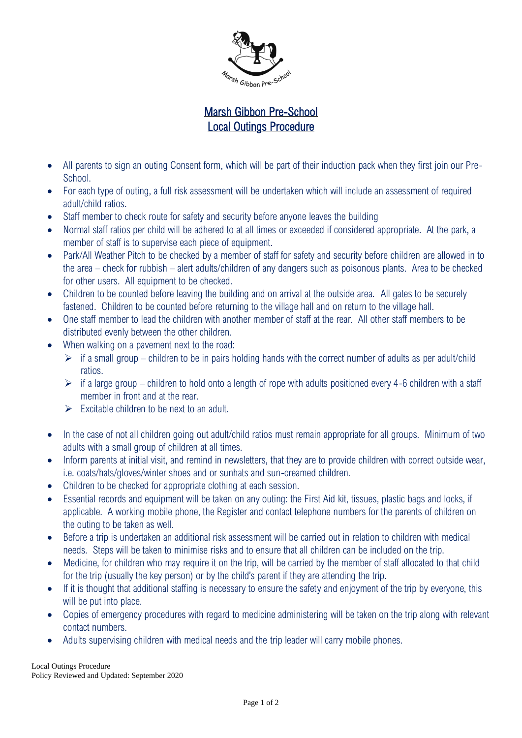# Marsh Gibbon Pre-School
## Local Outings Procedure

- All parents to sign an outing Consent form, which will be part of their induction pack when they first join our Pre-School.
- For each type of outing, a full risk assessment will be undertaken which will include an assessment of required adult/child ratios.
- Staff member to check route for safety and security before anyone leaves the building
- Normal staff ratios per child will be adhered to at all times or exceeded if considered appropriate. At the park, a member of staff is to supervise each piece of equipment.
- Park/All Weather Pitch to be checked by a member of staff for safety and security before children are allowed in to the area – check for rubbish – alert adults/children of any dangers such as poisonous plants. Area to be checked for other users. All equipment to be checked.
- Children to be counted before leaving the building and on arrival at the outside area. All gates to be securely fastened. Children to be counted before returning to the village hall and on return to the village hall.
- One staff member to lead the children with another member of staff at the rear. All other staff members to be distributed evenly between the other children.
- When walking on a pavement next to the road:
  - if a small group – children to be in pairs holding hands with the correct number of adults as per adult/child ratios.
  - if a large group – children to hold onto a length of rope with adults positioned every 4-6 children with a staff member in front and at the rear.
  - Excitable children to be next to an adult.
- In the case of not all children going out adult/child ratios must remain appropriate for all groups. Minimum of two adults with a small group of children at all times.
- Inform parents at initial visit, and remind in newsletters, that they are to provide children with correct outside wear, i.e. coats/hats/gloves/winter shoes and or sunhats and sun-creamed children.
- Children to be checked for appropriate clothing at each session.
- Essential records and equipment will be taken on any outing: the First Aid kit, tissues, plastic bags and locks, if applicable. A working mobile phone, the Register and contact telephone numbers for the parents of children on the outing to be taken as well.
- Before a trip is undertaken an additional risk assessment will be carried out in relation to children with medical needs. Steps will be taken to minimise risks and to ensure that all children can be included on the trip.
- Medicine, for children who may require it on the trip, will be carried by the member of staff allocated to that child for the trip (usually the key person) or by the child's parent if they are attending the trip.
- If it is thought that additional staffing is necessary to ensure the safety and enjoyment of the trip by everyone, this will be put into place.
- Copies of emergency procedures with regard to medicine administering will be taken on the trip along with relevant contact numbers.
- Adults supervising children with medical needs and the trip leader will carry mobile phones.

Local Outings Procedure
Policy Reviewed and Updated: September 2020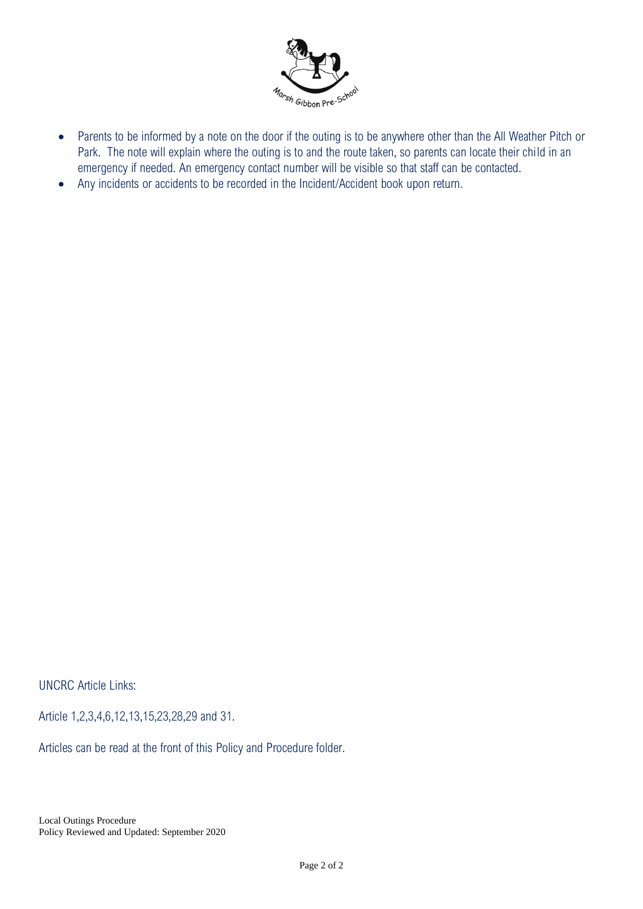- Parents to be informed by a note on the door if the outing is to be anywhere other than the All Weather Pitch or Park. The note will explain where the outing is to and the route taken, so parents can locate their child in an emergency if needed. An emergency contact number will be visible so that staff can be contacted.
- Any incidents or accidents to be recorded in the Incident/Accident book upon return.

UNCRC Article Links:

Article 1,2,3,4,6,12,13,15,23,28,29 and 31.

Articles can be read at the front of this Policy and Procedure folder.

Local Outings Procedure
Policy Reviewed and Updated: September 2020